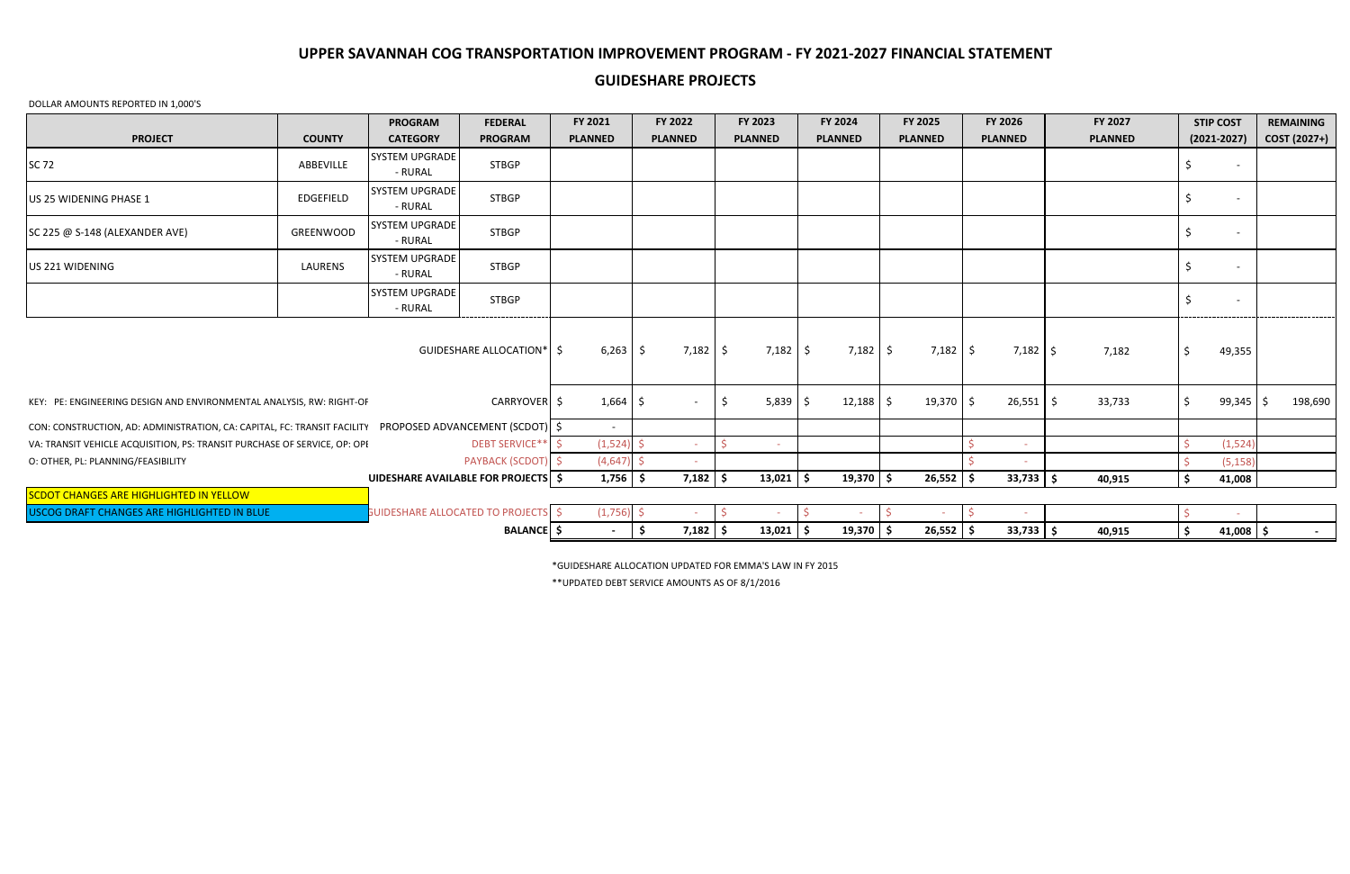# UPPER SAVANNAH COG TRANSPORTATION IMPROVEMENT PROGRAM - FY 2021-2027 FINANCIAL STATEMENT

## GUIDESHARE PROJECTS

DOLLAR AMOUNTS REPORTED IN 1,000'S

| PROJECT | COUNTY | PROGRAM CATEGORY | FEDERAL PROGRAM | FY 2021 PLANNED | FY 2022 PLANNED | FY 2023 PLANNED | FY 2024 PLANNED | FY 2025 PLANNED | FY 2026 PLANNED | FY 2027 PLANNED | STIP COST (2021-2027) | REMAINING COST (2027+) |
|---|---|---|---|---|---|---|---|---|---|---|---|---|
| SC 72 | ABBEVILLE | SYSTEM UPGRADE - RURAL | STBGP | | | | | | | | $ - | |
| US 25 WIDENING PHASE 1 | EDGEFIELD | SYSTEM UPGRADE - RURAL | STBGP | | | | | | | | $ - | |
| SC 225 @ S-148 (ALEXANDER AVE) | GREENWOOD | SYSTEM UPGRADE - RURAL | STBGP | | | | | | | | $ - | |
| US 221 WIDENING | LAURENS | SYSTEM UPGRADE - RURAL | STBGP | | | | | | | | $ - | |
| | | SYSTEM UPGRADE - RURAL | STBGP | | | | | | | | $ - | |
| | | GUIDESHARE ALLOCATION* | | $ 6,263 | $ 7,182 | $ 7,182 | $ 7,182 | $ 7,182 | $ 7,182 | $ 7,182 | $ 49,355 | |
| KEY: PE: ENGINEERING DESIGN AND ENVIRONMENTAL ANALYSIS, RW: RIGHT-OF | | CARRYOVER | | $ 1,664 | $ - | $ 5,839 | $ 12,188 | $ 19,370 | $ 26,551 | $ 33,733 | $ 99,345 | $ 198,690 |
| CON: CONSTRUCTION, AD: ADMINISTRATION, CA: CAPITAL, FC: TRANSIT FACILITY | | PROPOSED ADVANCEMENT (SCDOT) | | $ - | | | | | | | | |
| VA: TRANSIT VEHICLE ACQUISITION, PS: TRANSIT PURCHASE OF SERVICE, OP: OPE | | DEBT SERVICE** | | $ (1,524) | $ - | $ - | | | $ - | | $ (1,524) | |
| O: OTHER, PL: PLANNING/FEASIBILITY | | PAYBACK (SCDOT) | | $ (4,647) | $ - | | | | $ - | | $ (5,158) | |
| | | GUIDESHARE AVAILABLE FOR PROJECTS | | $ 1,756 | $ 7,182 | $ 13,021 | $ 19,370 | $ 26,552 | $ 33,733 | $ 40,915 | $ 41,008 | |
| SCDOT CHANGES ARE HIGHLIGHTED IN YELLOW | | | | | | | | | | | | |
| USCOG DRAFT CHANGES ARE HIGHLIGHTED IN BLUE | | GUIDESHARE ALLOCATED TO PROJECTS | | $ (1,756) | $ - | $ - | $ - | $ - | $ - | | $ - | |
| | | BALANCE | | $ - | $ 7,182 | $ 13,021 | $ 19,370 | $ 26,552 | $ 33,733 | $ 40,915 | $ 41,008 | $ - |

*GUIDESHARE ALLOCATION UPDATED FOR EMMA'S LAW IN FY 2015

**UPDATED DEBT SERVICE AMOUNTS AS OF 8/1/2016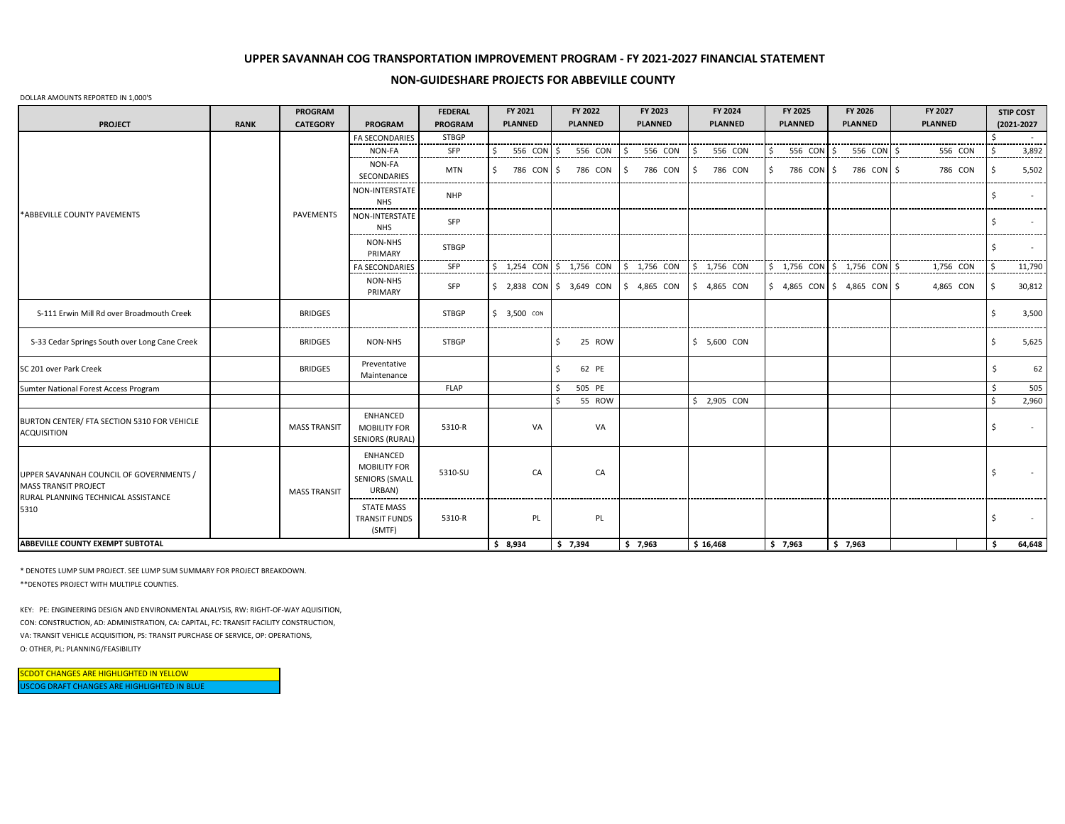# UPPER SAVANNAH COG TRANSPORTATION IMPROVEMENT PROGRAM - FY 2021-2027 FINANCIAL STATEMENT

## NON-GUIDESHARE PROJECTS FOR ABBEVILLE COUNTY

DOLLAR AMOUNTS REPORTED IN 1,000'S

| PROJECT | RANK | PROGRAM CATEGORY | PROGRAM | FEDERAL PROGRAM | FY 2021 PLANNED | FY 2022 PLANNED | FY 2023 PLANNED | FY 2024 PLANNED | FY 2025 PLANNED | FY 2026 PLANNED | FY 2027 PLANNED | STIP COST (2021-2027 |
|---|---|---|---|---|---|---|---|---|---|---|---|---|
| *ABBEVILLE COUNTY PAVEMENTS | | PAVEMENTS | FA SECONDARIES | STBGP | | | | | | | | $ - |
| | | | NON-FA | SFP | $ 556 CON | $ 556 CON | $ 556 CON | $ 556 CON | $ 556 CON | $ 556 CON | $ 556 CON | $ 3,892 |
| | | | NON-FA SECONDARIES | MTN | $ 786 CON | $ 786 CON | $ 786 CON | $ 786 CON | $ 786 CON | $ 786 CON | $ 786 CON | $ 5,502 |
| | | | NON-INTERSTATE NHS | NHP | | | | | | | | $ - |
| | | | NON-INTERSTATE NHS | SFP | | | | | | | | $ - |
| | | | NON-NHS PRIMARY | STBGP | | | | | | | | $ - |
| | | | FA SECONDARIES | SFP | $ 1,254 CON | $ 1,756 CON | $ 1,756 CON | $ 1,756 CON | $ 1,756 CON | $ 1,756 CON | $ 1,756 CON | $ 11,790 |
| | | | NON-NHS PRIMARY | SFP | $ 2,838 CON | $ 3,649 CON | $ 4,865 CON | $ 4,865 CON | $ 4,865 CON | $ 4,865 CON | $ 4,865 CON | $ 30,812 |
| S-111 Erwin Mill Rd over Broadmouth Creek | | BRIDGES | | STBGP | $ 3,500 CON | | | | | | | $ 3,500 |
| S-33 Cedar Springs South over Long Cane Creek | | BRIDGES | NON-NHS | STBGP | | $ 25 ROW | | $ 5,600 CON | | | | $ 5,625 |
| SC 201 over Park Creek | | BRIDGES | Preventative Maintenance | | | $ 62 PE | | | | | | $ 62 |
| Sumter National Forest Access Program | | | | FLAP | | $ 505 PE | | | | | | $ 505 |
| | | | | | | $ 55 ROW | | $ 2,905 CON | | | | $ 2,960 |
| BURTON CENTER/ FTA SECTION 5310 FOR VEHICLE ACQUISITION | | MASS TRANSIT | ENHANCED MOBILITY FOR SENIORS (RURAL) | 5310-R | VA | VA | | | | | | $ - |
| UPPER SAVANNAH COUNCIL OF GOVERNMENTS / MASS TRANSIT PROJECT RURAL PLANNING TECHNICAL ASSISTANCE 5310 | | MASS TRANSIT | ENHANCED MOBILITY FOR SENIORS (SMALL URBAN) | 5310-SU | CA | CA | | | | | | $ - |
| | | | STATE MASS TRANSIT FUNDS (SMTF) | 5310-R | PL | PL | | | | | | $ - |
| **ABBEVILLE COUNTY EXEMPT SUBTOTAL** | | | | | **$ 8,934** | **$ 7,394** | **$ 7,963** | **$ 16,468** | **$ 7,963** | **$ 7,963** | | **$ 64,648** |

\* DENOTES LUMP SUM PROJECT. SEE LUMP SUM SUMMARY FOR PROJECT BREAKDOWN.

\*\*DENOTES PROJECT WITH MULTIPLE COUNTIES.

KEY: PE: ENGINEERING DESIGN AND ENVIRONMENTAL ANALYSIS, RW: RIGHT-OF-WAY AQUISITION,
CON: CONSTRUCTION, AD: ADMINISTRATION, CA: CAPITAL, FC: TRANSIT FACILITY CONSTRUCTION,
VA: TRANSIT VEHICLE ACQUISITION, PS: TRANSIT PURCHASE OF SERVICE, OP: OPERATIONS,
O: OTHER, PL: PLANNING/FEASIBILITY

SCDOT CHANGES ARE HIGHLIGHTED IN YELLOW

USCOG DRAFT CHANGES ARE HIGHLIGHTED IN BLUE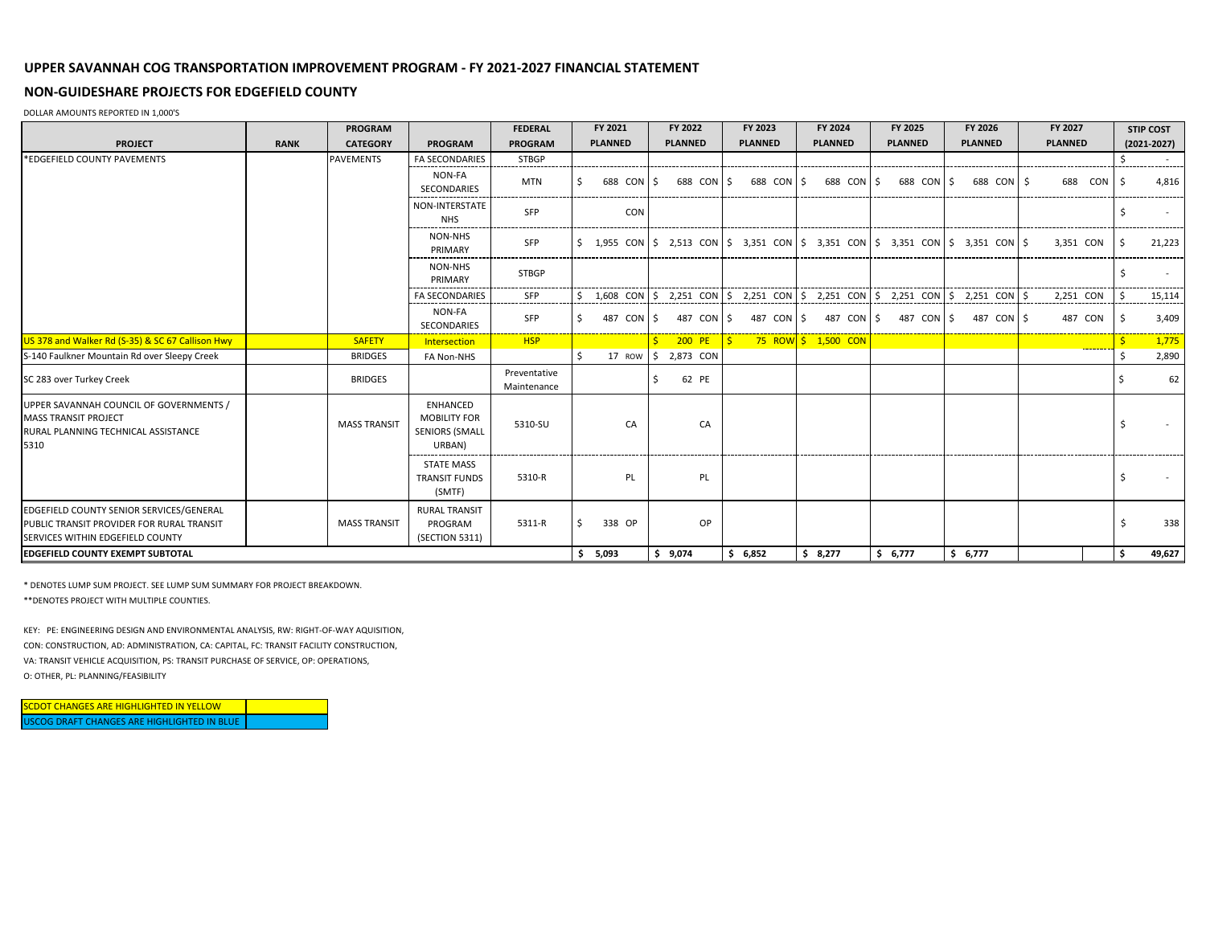# UPPER SAVANNAH COG TRANSPORTATION IMPROVEMENT PROGRAM - FY 2021-2027 FINANCIAL STATEMENT

## NON-GUIDESHARE PROJECTS FOR EDGEFIELD COUNTY

DOLLAR AMOUNTS REPORTED IN 1,000'S

| PROJECT | RANK | PROGRAM CATEGORY | PROGRAM | FEDERAL PROGRAM | FY 2021 PLANNED | FY 2022 PLANNED | FY 2023 PLANNED | FY 2024 PLANNED | FY 2025 PLANNED | FY 2026 PLANNED | FY 2027 PLANNED | STIP COST (2021-2027) |
|---|---|---|---|---|---|---|---|---|---|---|---|---|
| *EDGEFIELD COUNTY PAVEMENTS | | PAVEMENTS | FA SECONDARIES | STBGP | | | | | | | | $ - |
| | | | NON-FA SECONDARIES | MTN | $ 688 CON | $ 688 CON | $ 688 CON | $ 688 CON | $ 688 CON | $ 688 CON | $ 688 CON | $ 4,816 |
| | | | NON-INTERSTATE NHS | SFP | CON | | | | | | | $ - |
| | | | NON-NHS PRIMARY | SFP | $ 1,955 CON | $ 2,513 CON | $ 3,351 CON | $ 3,351 CON | $ 3,351 CON | $ 3,351 CON | $ 3,351 CON | $ 21,223 |
| | | | NON-NHS PRIMARY | STBGP | | | | | | | | $ - |
| | | | FA SECONDARIES | SFP | $ 1,608 CON | $ 2,251 CON | $ 2,251 CON | $ 2,251 CON | $ 2,251 CON | $ 2,251 CON | $ 2,251 CON | $ 15,114 |
| | | | NON-FA SECONDARIES | SFP | $ 487 CON | $ 487 CON | $ 487 CON | $ 487 CON | $ 487 CON | $ 487 CON | $ 487 CON | $ 3,409 |
| US 378 and Walker Rd (S-35) & SC 67 Callison Hwy | | SAFETY | Intersection | HSP | | $ 200 PE | $ 75 ROW | $ 1,500 CON | | | | $ 1,775 |
| S-140 Faulkner Mountain Rd over Sleepy Creek | | BRIDGES | FA Non-NHS | | $ 17 ROW | $ 2,873 CON | | | | | | $ 2,890 |
| SC 283 over Turkey Creek | | BRIDGES | | Preventative Maintenance | | $ 62 PE | | | | | | $ 62 |
| UPPER SAVANNAH COUNCIL OF GOVERNMENTS / MASS TRANSIT PROJECT RURAL PLANNING TECHNICAL ASSISTANCE 5310 | | MASS TRANSIT | ENHANCED MOBILITY FOR SENIORS (SMALL URBAN) | 5310-SU | CA | CA | | | | | | $ - |
| | | | STATE MASS TRANSIT FUNDS (SMTF) | 5310-R | PL | PL | | | | | | $ - |
| EDGEFIELD COUNTY SENIOR SERVICES/GENERAL PUBLIC TRANSIT PROVIDER FOR RURAL TRANSIT SERVICES WITHIN EDGEFIELD COUNTY | | MASS TRANSIT | RURAL TRANSIT PROGRAM (SECTION 5311) | 5311-R | $ 338 OP | OP | | | | | | $ 338 |
| **EDGEFIELD COUNTY EXEMPT SUBTOTAL** | | | | | **$ 5,093** | **$ 9,074** | **$ 6,852** | **$ 8,277** | **$ 6,777** | **$ 6,777** | | **$ 49,627** |

\* DENOTES LUMP SUM PROJECT. SEE LUMP SUM SUMMARY FOR PROJECT BREAKDOWN.

\*\*DENOTES PROJECT WITH MULTIPLE COUNTIES.

KEY: PE: ENGINEERING DESIGN AND ENVIRONMENTAL ANALYSIS, RW: RIGHT-OF-WAY AQUISITION,
CON: CONSTRUCTION, AD: ADMINISTRATION, CA: CAPITAL, FC: TRANSIT FACILITY CONSTRUCTION,
VA: TRANSIT VEHICLE ACQUISITION, PS: TRANSIT PURCHASE OF SERVICE, OP: OPERATIONS,
O: OTHER, PL: PLANNING/FEASIBILITY

| SCDOT CHANGES ARE HIGHLIGHTED IN YELLOW | |
|---|---|
| USCOG DRAFT CHANGES ARE HIGHLIGHTED IN BLUE | |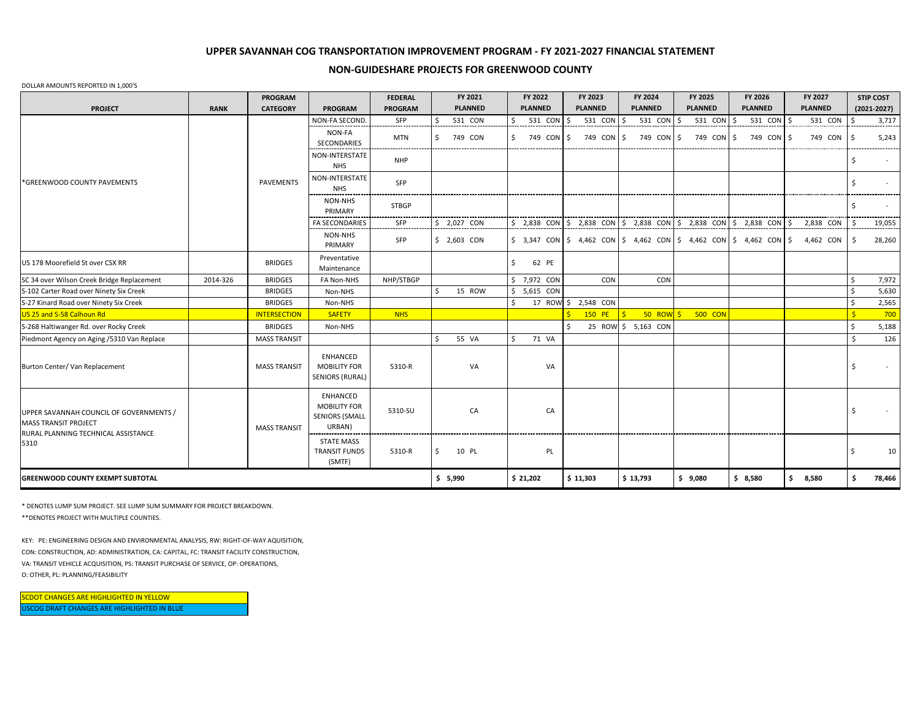## UPPER SAVANNAH COG TRANSPORTATION IMPROVEMENT PROGRAM - FY 2021-2027 FINANCIAL STATEMENT

## NON-GUIDESHARE PROJECTS FOR GREENWOOD COUNTY

DOLLAR AMOUNTS REPORTED IN 1,000'S

| PROJECT | RANK | PROGRAM CATEGORY | PROGRAM | FEDERAL PROGRAM | FY 2021 PLANNED | FY 2022 PLANNED | FY 2023 PLANNED | FY 2024 PLANNED | FY 2025 PLANNED | FY 2026 PLANNED | FY 2027 PLANNED | STIP COST (2021-2027) |
|---|---|---|---|---|---|---|---|---|---|---|---|---|
| *GREENWOOD COUNTY PAVEMENTS | | PAVEMENTS | NON-FA SECOND. | SFP | $ 531 CON | $ 531 CON | $ 531 CON | $ 531 CON | $ 531 CON | $ 531 CON | $ 531 CON | $ 3,717 |
| | | | NON-FA SECONDARIES | MTN | $ 749 CON | $ 749 CON | $ 749 CON | $ 749 CON | $ 749 CON | $ 749 CON | 749 CON | $ 5,243 |
| | | | NON-INTERSTATE NHS | NHP | | | | | | | | $ - |
| | | | NON-INTERSTATE NHS | SFP | | | | | | | | $ - |
| | | | NON-NHS PRIMARY | STBGP | | | | | | | | $ - |
| | | | FA SECONDARIES | SFP | $ 2,027 CON | $ 2,838 CON | $ 2,838 CON | $ 2,838 CON | $ 2,838 CON | $ 2,838 CON | $ 2,838 CON | $ 19,055 |
| | | | NON-NHS PRIMARY | SFP | $ 2,603 CON | $ 3,347 CON | $ 4,462 CON | $ 4,462 CON | $ 4,462 CON | $ 4,462 CON | $ 4,462 CON | $ 28,260 |
| US 178 Moorefield St over CSX RR | | BRIDGES | Preventative Maintenance | | | $ 62 PE | | | | | | |
| SC 34 over Wilson Creek Bridge Replacement | 2014-326 | BRIDGES | FA Non-NHS | NHP/STBGP | | $ 7,972 CON | CON | CON | | | | $ 7,972 |
| S-102 Carter Road over Ninety Six Creek | | BRIDGES | Non-NHS | | $ 15 ROW | $ 5,615 CON | | | | | | $ 5,630 |
| S-27 Kinard Road over Ninety Six Creek | | BRIDGES | Non-NHS | | | $ 17 ROW | $ 2,548 CON | | | | | $ 2,565 |
| US 25 and S-58 Calhoun Rd | | INTERSECTION | SAFETY | NHS | | | $ 150 PE | $ 50 ROW | $ 500 CON | | | $ 700 |
| S-268 Haltiwanger Rd. over Rocky Creek | | BRIDGES | Non-NHS | | | | $ 25 ROW | $ 5,163 CON | | | | $ 5,188 |
| Piedmont Agency on Aging /5310 Van Replace | | MASS TRANSIT | | | $ 55 VA | $ 71 VA | | | | | | $ 126 |
| Burton Center/ Van Replacement | | MASS TRANSIT | ENHANCED MOBILITY FOR SENIORS (RURAL) | 5310-R | VA | VA | | | | | | $ - |
| UPPER SAVANNAH COUNCIL OF GOVERNMENTS / MASS TRANSIT PROJECT RURAL PLANNING TECHNICAL ASSISTANCE 5310 | | MASS TRANSIT | ENHANCED MOBILITY FOR SENIORS (SMALL URBAN) | 5310-SU | CA | CA | | | | | | $ - |
| | | | STATE MASS TRANSIT FUNDS (SMTF) | 5310-R | $ 10 PL | PL | | | | | | $ 10 |
| **GREENWOOD COUNTY EXEMPT SUBTOTAL** | | | | | **$ 5,990** | **$ 21,202** | **$ 11,303** | **$ 13,793** | **$ 9,080** | **$ 8,580** | **$ 8,580** | **$ 78,466** |

\* DENOTES LUMP SUM PROJECT. SEE LUMP SUM SUMMARY FOR PROJECT BREAKDOWN.

\*\*DENOTES PROJECT WITH MULTIPLE COUNTIES.

KEY: PE: ENGINEERING DESIGN AND ENVIRONMENTAL ANALYSIS, RW: RIGHT-OF-WAY AQUISITION,
CON: CONSTRUCTION, AD: ADMINISTRATION, CA: CAPITAL, FC: TRANSIT FACILITY CONSTRUCTION,
VA: TRANSIT VEHICLE ACQUISITION, PS: TRANSIT PURCHASE OF SERVICE, OP: OPERATIONS,
O: OTHER, PL: PLANNING/FEASIBILITY

SCDOT CHANGES ARE HIGHLIGHTED IN YELLOW

USCOG DRAFT CHANGES ARE HIGHLIGHTED IN BLUE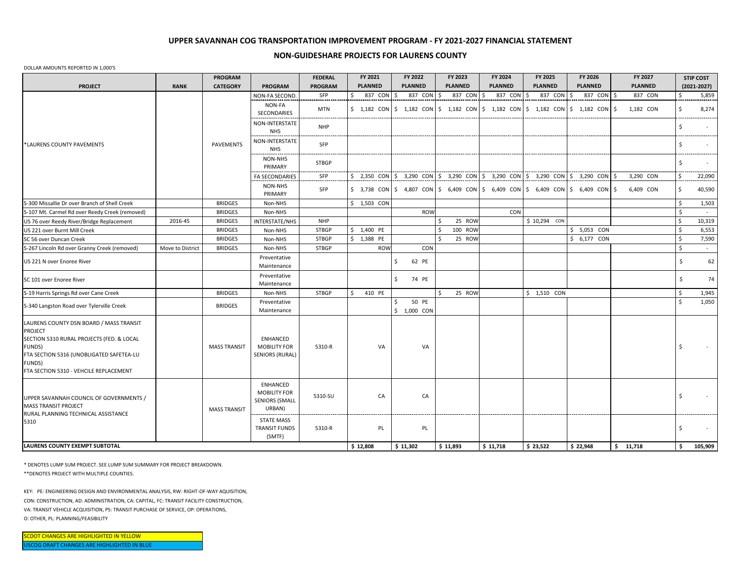## UPPER SAVANNAH COG TRANSPORTATION IMPROVEMENT PROGRAM - FY 2021-2027 FINANCIAL STATEMENT

## NON-GUIDESHARE PROJECTS FOR LAURENS COUNTY

DOLLAR AMOUNTS REPORTED IN 1,000'S

| PROJECT | RANK | PROGRAM CATEGORY | PROGRAM | FEDERAL PROGRAM | FY 2021 PLANNED | FY 2022 PLANNED | FY 2023 PLANNED | FY 2024 PLANNED | FY 2025 PLANNED | FY 2026 PLANNED | FY 2027 PLANNED | STIP COST (2021-2027) |
|---|---|---|---|---|---|---|---|---|---|---|---|---|
| *LAURENS COUNTY PAVEMENTS | | PAVEMENTS | NON-FA SECOND. | SFP | $ 837 CON | $ 837 CON | $ 837 CON | $ 837 CON | $ 837 CON | $ 837 CON | $ 837 CON | $ 5,859 |
| | | | NON-FA SECONDARIES | MTN | $ 1,182 CON | $ 1,182 CON | $ 1,182 CON | $ 1,182 CON | $ 1,182 CON | $ 1,182 CON | $ 1,182 CON | $ 8,274 |
| | | | NON-INTERSTATE NHS | NHP | | | | | | | | $ - |
| | | | NON-INTERSTATE NHS | SFP | | | | | | | | $ - |
| | | | NON-NHS PRIMARY | STBGP | | | | | | | | $ - |
| | | | FA SECONDARIES | SFP | $ 2,350 CON | $ 3,290 CON | $ 3,290 CON | $ 3,290 CON | $ 3,290 CON | $ 3,290 CON | $ 3,290 CON | $ 22,090 |
| | | | NON-NHS PRIMARY | SFP | $ 3,738 CON | $ 4,807 CON | $ 6,409 CON | $ 6,409 CON | $ 6,409 CON | $ 6,409 CON | $ 6,409 CON | $ 40,590 |
| S-300 Missallie Dr over Branch of Shell Creek | | BRIDGES | Non-NHS | | $ 1,503 CON | | | | | | | $ 1,503 |
| S-107 Mt. Carmel Rd over Reedy Creek (removed) | | BRIDGES | Non-NHS | | | ROW | | CON | | | | $ - |
| US 76 over Reedy River/Bridge Replacement | 2016-45 | BRIDGES | INTERSTATE/NHS | NHP | | | $ 25 ROW | | $ 10,294 CON | | | $ 10,319 |
| US 221 over Burnt Mill Creek | | BRIDGES | Non-NHS | STBGP | $ 1,400 PE | | $ 100 ROW | | | $ 5,053 CON | | $ 6,553 |
| SC 56 over Duncan Creek | | BRIDGES | Non-NHS | STBGP | $ 1,388 PE | | $ 25 ROW | | | $ 6,177 CON | | $ 7,590 |
| S-267 Lincoln Rd over Granny Creek (removed) | Move to District | BRIDGES | Non-NHS | STBGP | ROW | CON | | | | | | $ - |
| US 221 N over Enoree River | | | Preventative Maintenance | | | $ 62 PE | | | | | | $ 62 |
| SC 101 over Enoree River | | | Preventative Maintenance | | | $ 74 PE | | | | | | $ 74 |
| S-19 Harris Springs Rd over Cane Creek | | BRIDGES | Non-NHS | STBGP | $ 410 PE | | $ 25 ROW | | $ 1,510 CON | | | $ 1,945 |
| S-340 Langston Road over Tylerville Creek | | BRIDGES | Preventative Maintenance | | | $ 50 PE<br>$ 1,000 CON | | | | | | $ 1,050 |
| LAURENS COUNTY DSN BOARD / MASS TRANSIT PROJECT<br>SECTION 5310 RURAL PROJECTS (FED. & LOCAL FUNDS)<br>FTA SECTION 5316 (UNOBLIGATED SAFETEA-LU FUNDS)<br>FTA SECTION 5310 - VEHCILE REPLACEMENT | | MASS TRANSIT | ENHANCED MOBILITY FOR SENIORS (RURAL) | 5310-R | VA | VA | | | | | | $ - |
| UPPER SAVANNAH COUNCIL OF GOVERNMENTS / MASS TRANSIT PROJECT<br>RURAL PLANNING TECHNICAL ASSISTANCE 5310 | | MASS TRANSIT | ENHANCED MOBILITY FOR SENIORS (SMALL URBAN) | 5310-SU | CA | CA | | | | | | $ - |
| | | | STATE MASS TRANSIT FUNDS (SMTF) | 5310-R | PL | PL | | | | | | $ - |
| **LAURENS COUNTY EXEMPT SUBTOTAL** | | | | | **$ 12,808** | **$ 11,302** | **$ 11,893** | **$ 11,718** | **$ 23,522** | **$ 22,948** | **$ 11,718** | **$ 105,909** |

* DENOTES LUMP SUM PROJECT. SEE LUMP SUM SUMMARY FOR PROJECT BREAKDOWN.

**DENOTES PROJECT WITH MULTIPLE COUNTIES.

KEY: PE: ENGINEERING DESIGN AND ENVIRONMENTAL ANALYSIS, RW: RIGHT-OF-WAY AQUISITION,
CON: CONSTRUCTION, AD: ADMINISTRATION, CA: CAPITAL, FC: TRANSIT FACILITY CONSTRUCTION,
VA: TRANSIT VEHICLE ACQUISITION, PS: TRANSIT PURCHASE OF SERVICE, OP: OPERATIONS,
O: OTHER, PL: PLANNING/FEASIBILITY

SCDOT CHANGES ARE HIGHLIGHTED IN YELLOW

USCOG DRAFT CHANGES ARE HIGHLIGHTED IN BLUE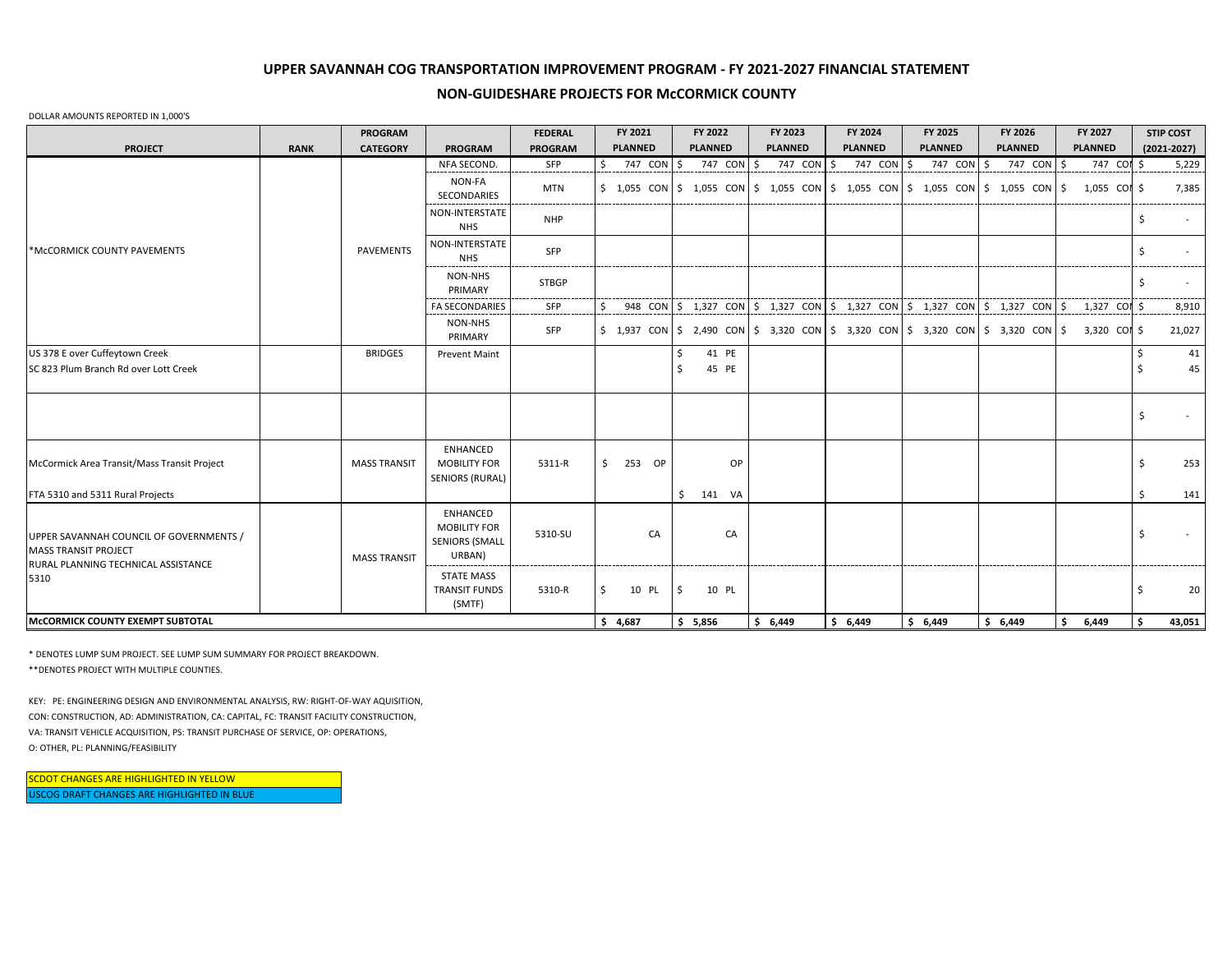# UPPER SAVANNAH COG TRANSPORTATION IMPROVEMENT PROGRAM - FY 2021-2027 FINANCIAL STATEMENT

## NON-GUIDESHARE PROJECTS FOR McCORMICK COUNTY

DOLLAR AMOUNTS REPORTED IN 1,000'S

| PROJECT | RANK | PROGRAM CATEGORY | PROGRAM | FEDERAL PROGRAM | FY 2021 PLANNED | FY 2022 PLANNED | FY 2023 PLANNED | FY 2024 PLANNED | FY 2025 PLANNED | FY 2026 PLANNED | FY 2027 PLANNED | STIP COST (2021-2027) |
|---|---|---|---|---|---|---|---|---|---|---|---|---|
| *McCORMICK COUNTY PAVEMENTS | | PAVEMENTS | NFA SECOND. | SFP | $ 747 CON | $ 747 CON | $ 747 CON | $ 747 CON | $ 747 CON | $ 747 CON | 747 CON | $ 5,229 |
| | | | NON-FA SECONDARIES | MTN | $ 1,055 CON | $ 1,055 CON | $ 1,055 CON | $ 1,055 CON | $ 1,055 CON | $ 1,055 CON | $ 1,055 CON | 7,385 |
| | | | NON-INTERSTATE NHS | NHP | | | | | | | | $ - |
| | | | NON-INTERSTATE NHS | SFP | | | | | | | | $ - |
| | | | NON-NHS PRIMARY | STBGP | | | | | | | | $ - |
| | | | FA SECONDARIES | SFP | $ 948 CON | $ 1,327 CON | $ 1,327 CON | $ 1,327 CON | $ 1,327 CON | $ 1,327 CON | $ 1,327 CON | $ 8,910 |
| | | | NON-NHS PRIMARY | SFP | $ 1,937 CON | $ 2,490 CON | $ 3,320 CON | $ 3,320 CON | $ 3,320 CON | $ 3,320 CON | $ 3,320 CON | 21,027 |
| US 378 E over Cuffeytown Creek | | BRIDGES | Prevent Maint | | | $ 41 PE | | | | | | $ 41 |
| SC 823 Plum Branch Rd over Lott Creek | | | | | | $ 45 PE | | | | | | $ 45 |
| | | | | | | | | | | | | $ - |
| McCormick Area Transit/Mass Transit Project | | MASS TRANSIT | ENHANCED MOBILITY FOR SENIORS (RURAL) | 5311-R | $ 253 OP | OP | | | | | | $ 253 |
| FTA 5310 and 5311 Rural Projects | | | | | | $ 141 VA | | | | | | $ 141 |
| UPPER SAVANNAH COUNCIL OF GOVERNMENTS / MASS TRANSIT PROJECT RURAL PLANNING TECHNICAL ASSISTANCE 5310 | | MASS TRANSIT | ENHANCED MOBILITY FOR SENIORS (SMALL URBAN) | 5310-SU | CA | CA | | | | | | $ - |
| | | | STATE MASS TRANSIT FUNDS (SMTF) | 5310-R | $ 10 PL | $ 10 PL | | | | | | $ 20 |
| **McCORMICK COUNTY EXEMPT SUBTOTAL** | | | | | **$ 4,687** | **$ 5,856** | **$ 6,449** | **$ 6,449** | **$ 6,449** | **$ 6,449** | **$ 6,449** | **$ 43,051** |

\* DENOTES LUMP SUM PROJECT. SEE LUMP SUM SUMMARY FOR PROJECT BREAKDOWN.

**DENOTES PROJECT WITH MULTIPLE COUNTIES.

KEY: PE: ENGINEERING DESIGN AND ENVIRONMENTAL ANALYSIS, RW: RIGHT-OF-WAY AQUISITION,
CON: CONSTRUCTION, AD: ADMINISTRATION, CA: CAPITAL, FC: TRANSIT FACILITY CONSTRUCTION,
VA: TRANSIT VEHICLE ACQUISITION, PS: TRANSIT PURCHASE OF SERVICE, OP: OPERATIONS,
O: OTHER, PL: PLANNING/FEASIBILITY

SCDOT CHANGES ARE HIGHLIGHTED IN YELLOW

USCOG DRAFT CHANGES ARE HIGHLIGHTED IN BLUE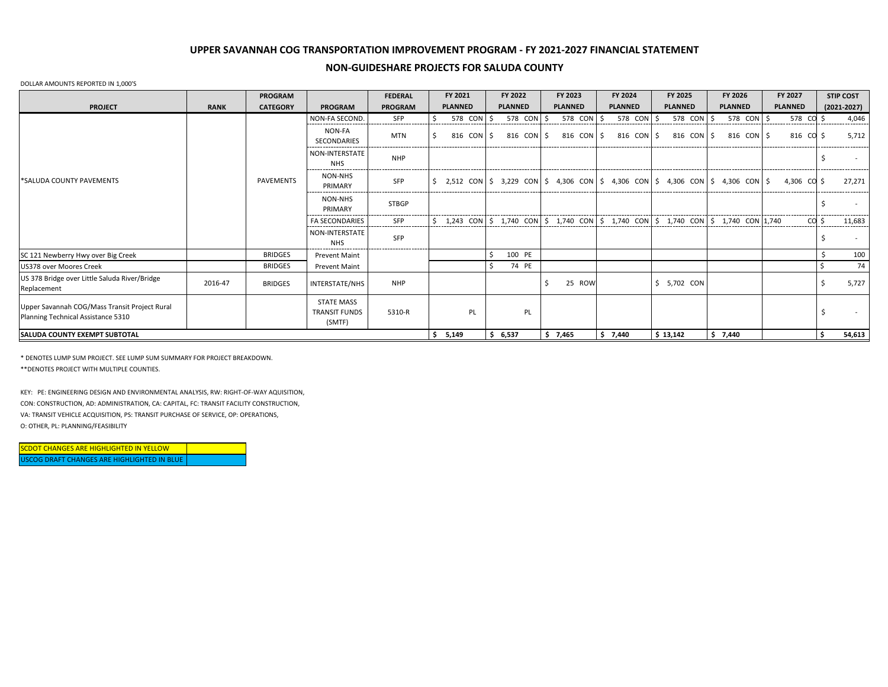## UPPER SAVANNAH COG TRANSPORTATION IMPROVEMENT PROGRAM - FY 2021-2027 FINANCIAL STATEMENT

## NON-GUIDESHARE PROJECTS FOR SALUDA COUNTY

DOLLAR AMOUNTS REPORTED IN 1,000'S

| PROJECT | RANK | PROGRAM CATEGORY | PROGRAM | FEDERAL PROGRAM | FY 2021 PLANNED | FY 2022 PLANNED | FY 2023 PLANNED | FY 2024 PLANNED | FY 2025 PLANNED | FY 2026 PLANNED | FY 2027 PLANNED | STIP COST (2021-2027) |
|---|---|---|---|---|---|---|---|---|---|---|---|---|
| *SALUDA COUNTY PAVEMENTS | | PAVEMENTS | NON-FA SECOND. | SFP | $ 578 CON | $ 578 CON | $ 578 CON | $ 578 CON | $ 578 CON | $ 578 CON | $ 578 CO | $ 4,046 |
| | | | NON-FA SECONDARIES | MTN | $ 816 CON | $ 816 CON | $ 816 CON | $ 816 CON | $ 816 CON | $ 816 CON | $ 816 CO | $ 5,712 |
| | | | NON-INTERSTATE NHS | NHP | | | | | | | | $ - |
| | | | NON-NHS PRIMARY | SFP | $ 2,512 CON | $ 3,229 CON | $ 4,306 CON | $ 4,306 CON | $ 4,306 CON | $ 4,306 CON | $ 4,306 CO | $ 27,271 |
| | | | NON-NHS PRIMARY | STBGP | | | | | | | | $ - |
| | | | FA SECONDARIES | SFP | $ 1,243 CON | $ 1,740 CON | $ 1,740 CON | $ 1,740 CON | $ 1,740 CON | $ 1,740 CON | 1,740 CO | $ 11,683 |
| | | | NON-INTERSTATE NHS | SFP | | | | | | | | $ - |
| SC 121 Newberry Hwy over Big Creek | | BRIDGES | Prevent Maint | | | $ 100 PE | | | | | | $ 100 |
| US378 over Moores Creek | | BRIDGES | Prevent Maint | | | $ 74 PE | | | | | | $ 74 |
| US 378 Bridge over Little Saluda River/Bridge Replacement | 2016-47 | BRIDGES | INTERSTATE/NHS | NHP | | | $ 25 ROW | | $ 5,702 CON | | | $ 5,727 |
| Upper Savannah COG/Mass Transit Project Rural Planning Technical Assistance 5310 | | | STATE MASS TRANSIT FUNDS (SMTF) | 5310-R | PL | PL | | | | | | $ - |
| **SALUDA COUNTY EXEMPT SUBTOTAL** | | | | | **$ 5,149** | **$ 6,537** | **$ 7,465** | **$ 7,440** | **$ 13,142** | **$ 7,440** | | **$ 54,613** |

\* DENOTES LUMP SUM PROJECT. SEE LUMP SUM SUMMARY FOR PROJECT BREAKDOWN.

\*\*DENOTES PROJECT WITH MULTIPLE COUNTIES.

KEY: PE: ENGINEERING DESIGN AND ENVIRONMENTAL ANALYSIS, RW: RIGHT-OF-WAY AQUISITION,
CON: CONSTRUCTION, AD: ADMINISTRATION, CA: CAPITAL, FC: TRANSIT FACILITY CONSTRUCTION,
VA: TRANSIT VEHICLE ACQUISITION, PS: TRANSIT PURCHASE OF SERVICE, OP: OPERATIONS,
O: OTHER, PL: PLANNING/FEASIBILITY

SCDOT CHANGES ARE HIGHLIGHTED IN YELLOW

USCOG DRAFT CHANGES ARE HIGHLIGHTED IN BLUE